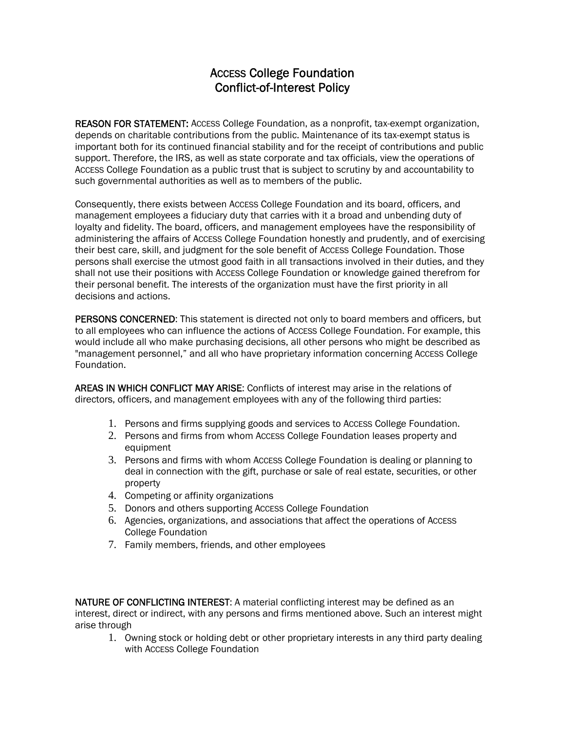# ACCESS College Foundation
# Conflict-of-Interest Policy

**REASON FOR STATEMENT:** ACCESS College Foundation, as a nonprofit, tax-exempt organization, depends on charitable contributions from the public. Maintenance of its tax-exempt status is important both for its continued financial stability and for the receipt of contributions and public support. Therefore, the IRS, as well as state corporate and tax officials, view the operations of ACCESS College Foundation as a public trust that is subject to scrutiny by and accountability to such governmental authorities as well as to members of the public.

Consequently, there exists between ACCESS College Foundation and its board, officers, and management employees a fiduciary duty that carries with it a broad and unbending duty of loyalty and fidelity. The board, officers, and management employees have the responsibility of administering the affairs of ACCESS College Foundation honestly and prudently, and of exercising their best care, skill, and judgment for the sole benefit of ACCESS College Foundation. Those persons shall exercise the utmost good faith in all transactions involved in their duties, and they shall not use their positions with ACCESS College Foundation or knowledge gained therefrom for their personal benefit. The interests of the organization must have the first priority in all decisions and actions.

**PERSONS CONCERNED**: This statement is directed not only to board members and officers, but to all employees who can influence the actions of ACCESS College Foundation. For example, this would include all who make purchasing decisions, all other persons who might be described as "management personnel," and all who have proprietary information concerning ACCESS College Foundation.

**AREAS IN WHICH CONFLICT MAY ARISE**: Conflicts of interest may arise in the relations of directors, officers, and management employees with any of the following third parties:

1. Persons and firms supplying goods and services to ACCESS College Foundation.
2. Persons and firms from whom ACCESS College Foundation leases property and equipment
3. Persons and firms with whom ACCESS College Foundation is dealing or planning to deal in connection with the gift, purchase or sale of real estate, securities, or other property
4. Competing or affinity organizations
5. Donors and others supporting ACCESS College Foundation
6. Agencies, organizations, and associations that affect the operations of ACCESS College Foundation
7. Family members, friends, and other employees

**NATURE OF CONFLICTING INTEREST**: A material conflicting interest may be defined as an interest, direct or indirect, with any persons and firms mentioned above. Such an interest might arise through

1. Owning stock or holding debt or other proprietary interests in any third party dealing with ACCESS College Foundation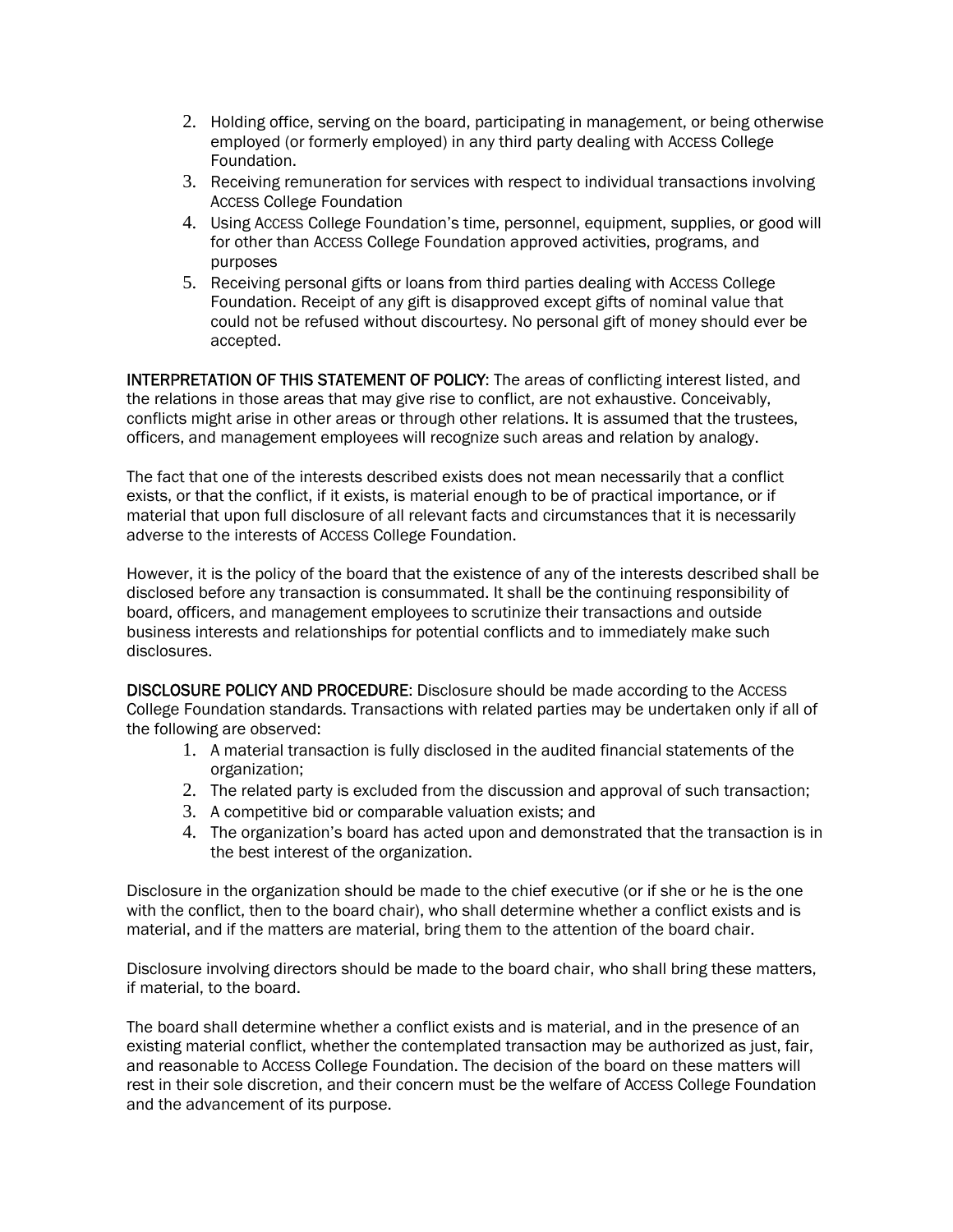2. Holding office, serving on the board, participating in management, or being otherwise employed (or formerly employed) in any third party dealing with ACCESS College Foundation.
3. Receiving remuneration for services with respect to individual transactions involving ACCESS College Foundation
4. Using ACCESS College Foundation's time, personnel, equipment, supplies, or good will for other than ACCESS College Foundation approved activities, programs, and purposes
5. Receiving personal gifts or loans from third parties dealing with ACCESS College Foundation. Receipt of any gift is disapproved except gifts of nominal value that could not be refused without discourtesy. No personal gift of money should ever be accepted.

**INTERPRETATION OF THIS STATEMENT OF POLICY**: The areas of conflicting interest listed, and the relations in those areas that may give rise to conflict, are not exhaustive. Conceivably, conflicts might arise in other areas or through other relations. It is assumed that the trustees, officers, and management employees will recognize such areas and relation by analogy.

The fact that one of the interests described exists does not mean necessarily that a conflict exists, or that the conflict, if it exists, is material enough to be of practical importance, or if material that upon full disclosure of all relevant facts and circumstances that it is necessarily adverse to the interests of ACCESS College Foundation.

However, it is the policy of the board that the existence of any of the interests described shall be disclosed before any transaction is consummated. It shall be the continuing responsibility of board, officers, and management employees to scrutinize their transactions and outside business interests and relationships for potential conflicts and to immediately make such disclosures.

**DISCLOSURE POLICY AND PROCEDURE**: Disclosure should be made according to the ACCESS College Foundation standards. Transactions with related parties may be undertaken only if all of the following are observed:

1. A material transaction is fully disclosed in the audited financial statements of the organization;
2. The related party is excluded from the discussion and approval of such transaction;
3. A competitive bid or comparable valuation exists; and
4. The organization's board has acted upon and demonstrated that the transaction is in the best interest of the organization.

Disclosure in the organization should be made to the chief executive (or if she or he is the one with the conflict, then to the board chair), who shall determine whether a conflict exists and is material, and if the matters are material, bring them to the attention of the board chair.

Disclosure involving directors should be made to the board chair, who shall bring these matters, if material, to the board.

The board shall determine whether a conflict exists and is material, and in the presence of an existing material conflict, whether the contemplated transaction may be authorized as just, fair, and reasonable to ACCESS College Foundation. The decision of the board on these matters will rest in their sole discretion, and their concern must be the welfare of ACCESS College Foundation and the advancement of its purpose.